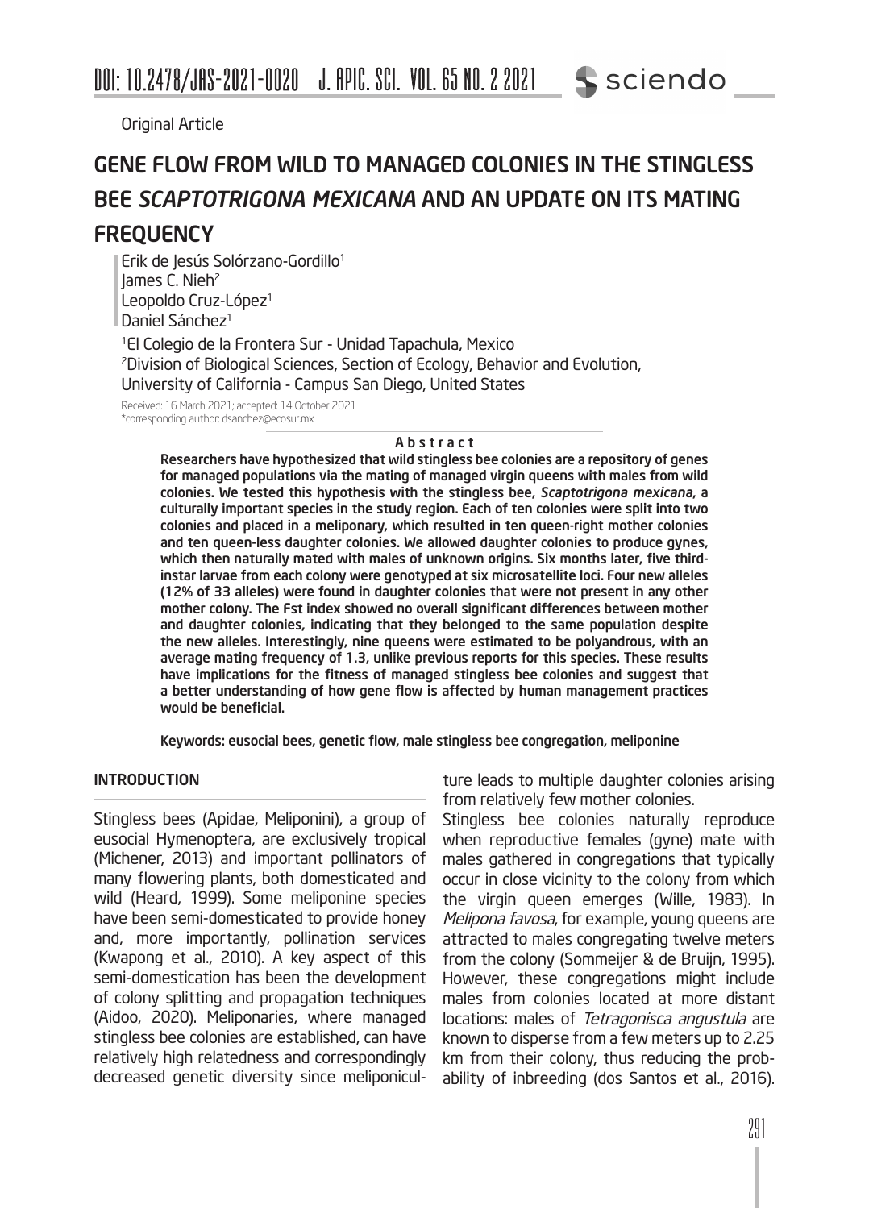Original Article

# GENE FLOW FROM WILD TO MANAGED COLONIES IN THE STINGLESS BEE *SCAPTOTRIGONA MEXICANA* AND AN UPDATE ON ITS MATING FREQUENCY

Erik de Jesús Solórzano-Gordillo[1]
James C. Nieh[2]
Leopoldo Cruz-López[1]
Daniel Sánchez[1]

[1]El Colegio de la Frontera Sur - Unidad Tapachula, Mexico
[2]Division of Biological Sciences, Section of Ecology, Behavior and Evolution, University of California - Campus San Diego, United States

Received: 16 March 2021; accepted: 14 October 2021
*corresponding author: dsanchez@ecosur.mx

## Abstract

**Researchers have hypothesized that wild stingless bee colonies are a repository of genes for managed populations via the mating of managed virgin queens with males from wild colonies. We tested this hypothesis with the stingless bee, *Scaptotrigona mexicana*, a culturally important species in the study region. Each of ten colonies were split into two colonies and placed in a meliponary, which resulted in ten queen-right mother colonies and ten queen-less daughter colonies. We allowed daughter colonies to produce gynes, which then naturally mated with males of unknown origins. Six months later, five third-instar larvae from each colony were genotyped at six microsatellite loci. Four new alleles (12% of 33 alleles) were found in daughter colonies that were not present in any other mother colony. The Fst index showed no overall significant differences between mother and daughter colonies, indicating that they belonged to the same population despite the new alleles. Interestingly, nine queens were estimated to be polyandrous, with an average mating frequency of 1.3, unlike previous reports for this species. These results have implications for the fitness of managed stingless bee colonies and suggest that a better understanding of how gene flow is affected by human management practices would be beneficial.**

**Keywords: eusocial bees, genetic flow, male stingless bee congregation, meliponine**

## INTRODUCTION

Stingless bees (Apidae, Meliponini), a group of eusocial Hymenoptera, are exclusively tropical (Michener, 2013) and important pollinators of many flowering plants, both domesticated and wild (Heard, 1999). Some meliponine species have been semi-domesticated to provide honey and, more importantly, pollination services (Kwapong et al., 2010). A key aspect of this semi-domestication has been the development of colony splitting and propagation techniques (Aidoo, 2020). Meliponaries, where managed stingless bee colonies are established, can have relatively high relatedness and correspondingly decreased genetic diversity since meliponiculture leads to multiple daughter colonies arising from relatively few mother colonies.

Stingless bee colonies naturally reproduce when reproductive females (gyne) mate with males gathered in congregations that typically occur in close vicinity to the colony from which the virgin queen emerges (Wille, 1983). In *Melipona favosa*, for example, young queens are attracted to males congregating twelve meters from the colony (Sommeijer & de Bruijn, 1995). However, these congregations might include males from colonies located at more distant locations: males of *Tetragonisca angustula* are known to disperse from a few meters up to 2.25 km from their colony, thus reducing the probability of inbreeding (dos Santos et al., 2016).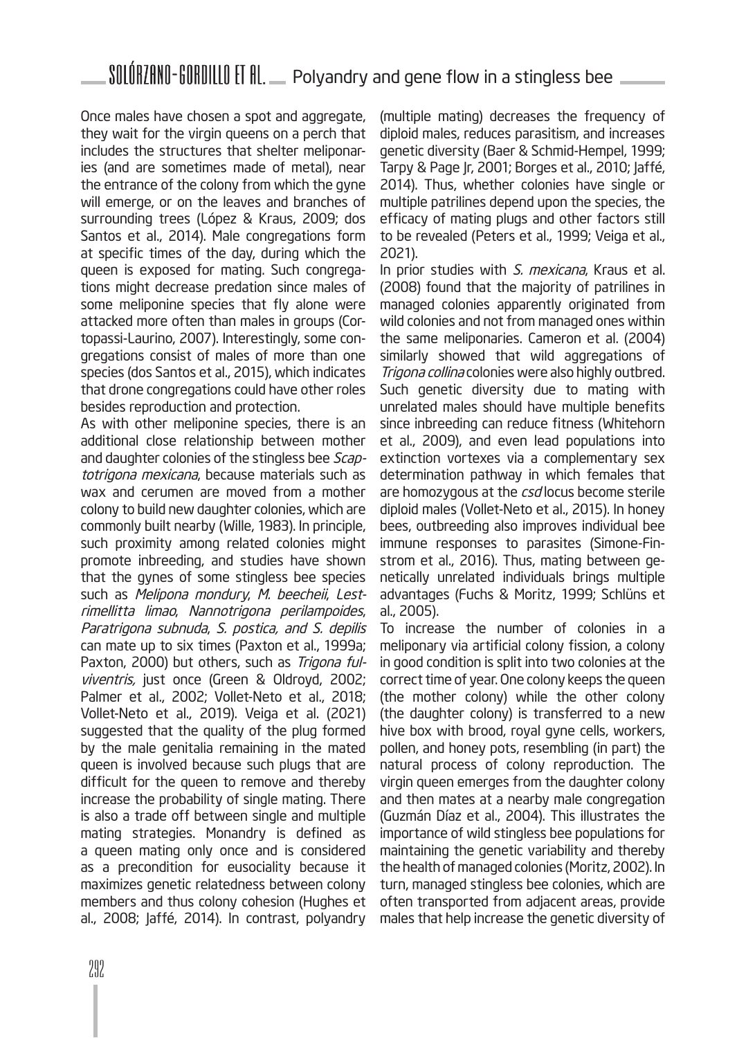Once males have chosen a spot and aggregate, they wait for the virgin queens on a perch that includes the structures that shelter meliponaries (and are sometimes made of metal), near the entrance of the colony from which the gyne will emerge, or on the leaves and branches of surrounding trees (López & Kraus, 2009; dos Santos et al., 2014). Male congregations form at specific times of the day, during which the queen is exposed for mating. Such congregations might decrease predation since males of some meliponine species that fly alone were attacked more often than males in groups (Cortopassi-Laurino, 2007). Interestingly, some congregations consist of males of more than one species (dos Santos et al., 2015), which indicates that drone congregations could have other roles besides reproduction and protection.

As with other meliponine species, there is an additional close relationship between mother and daughter colonies of the stingless bee *Scaptotrigona mexicana*, because materials such as wax and cerumen are moved from a mother colony to build new daughter colonies, which are commonly built nearby (Wille, 1983). In principle, such proximity among related colonies might promote inbreeding, and studies have shown that the gynes of some stingless bee species such as *Melipona mondury*, *M. beecheii*, *Lestrimelittta limao*, *Nannotrigona perilampoides*, *Paratrigona subnuda*, *S. postica, and S. depilis* can mate up to six times (Paxton et al., 1999a; Paxton, 2000) but others, such as *Trigona fulviventris,* just once (Green & Oldroyd, 2002; Palmer et al., 2002; Vollet-Neto et al., 2018; Vollet-Neto et al., 2019). Veiga et al. (2021) suggested that the quality of the plug formed by the male genitalia remaining in the mated queen is involved because such plugs that are difficult for the queen to remove and thereby increase the probability of single mating. There is also a trade off between single and multiple mating strategies. Monandry is defined as a queen mating only once and is considered as a precondition for eusociality because it maximizes genetic relatedness between colony members and thus colony cohesion (Hughes et al., 2008; Jaffé, 2014). In contrast, polyandry (multiple mating) decreases the frequency of diploid males, reduces parasitism, and increases genetic diversity (Baer & Schmid-Hempel, 1999; Tarpy & Page Jr, 2001; Borges et al., 2010; Jaffé, 2014). Thus, whether colonies have single or multiple patrilines depend upon the species, the efficacy of mating plugs and other factors still to be revealed (Peters et al., 1999; Veiga et al., 2021).

In prior studies with *S. mexicana*, Kraus et al. (2008) found that the majority of patrilines in managed colonies apparently originated from wild colonies and not from managed ones within the same meliponaries. Cameron et al. (2004) similarly showed that wild aggregations of *Trigona collina* colonies were also highly outbred. Such genetic diversity due to mating with unrelated males should have multiple benefits since inbreeding can reduce fitness (Whitehorn et al., 2009), and even lead populations into extinction vortexes via a complementary sex determination pathway in which females that are homozygous at the *csd* locus become sterile diploid males (Vollet-Neto et al., 2015). In honey bees, outbreeding also improves individual bee immune responses to parasites (Simone-Finstrom et al., 2016). Thus, mating between genetically unrelated individuals brings multiple advantages (Fuchs & Moritz, 1999; Schlüns et al., 2005).

To increase the number of colonies in a meliponary via artificial colony fission, a colony in good condition is split into two colonies at the correct time of year. One colony keeps the queen (the mother colony) while the other colony (the daughter colony) is transferred to a new hive box with brood, royal gyne cells, workers, pollen, and honey pots, resembling (in part) the natural process of colony reproduction. The virgin queen emerges from the daughter colony and then mates at a nearby male congregation (Guzmán Díaz et al., 2004). This illustrates the importance of wild stingless bee populations for maintaining the genetic variability and thereby the health of managed colonies (Moritz, 2002). In turn, managed stingless bee colonies, which are often transported from adjacent areas, provide males that help increase the genetic diversity of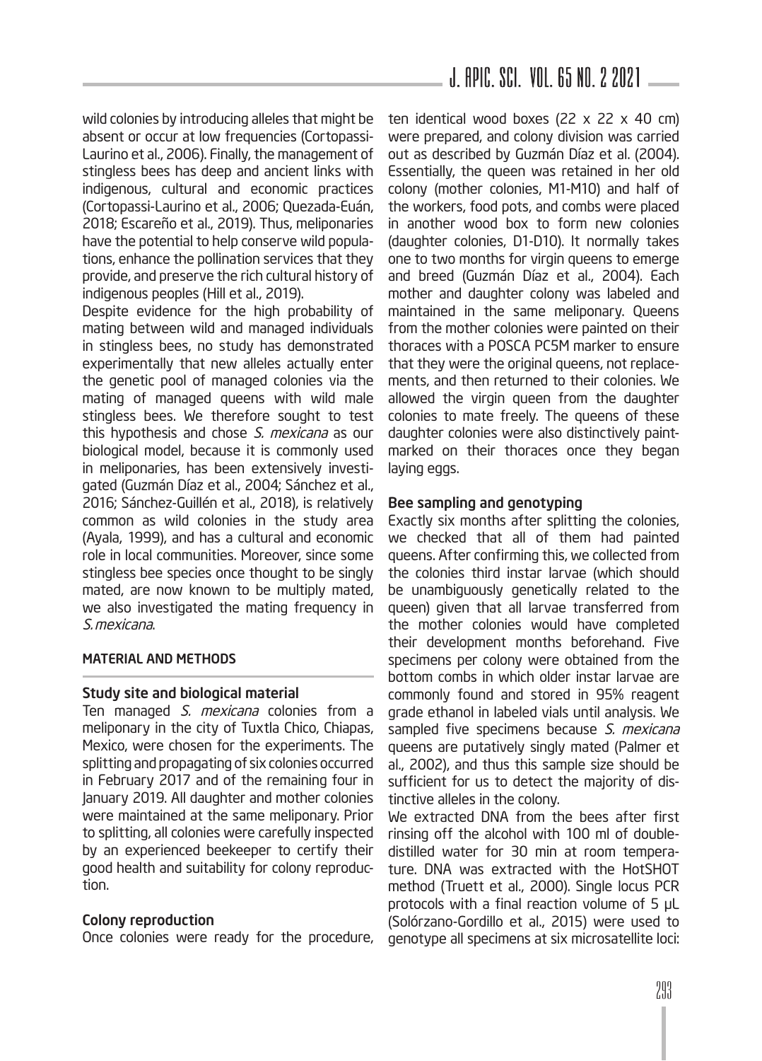wild colonies by introducing alleles that might be absent or occur at low frequencies (Cortopassi-Laurino et al., 2006). Finally, the management of stingless bees has deep and ancient links with indigenous, cultural and economic practices (Cortopassi-Laurino et al., 2006; Quezada-Euán, 2018; Escareño et al., 2019). Thus, meliponaries have the potential to help conserve wild populations, enhance the pollination services that they provide, and preserve the rich cultural history of indigenous peoples (Hill et al., 2019).

Despite evidence for the high probability of mating between wild and managed individuals in stingless bees, no study has demonstrated experimentally that new alleles actually enter the genetic pool of managed colonies via the mating of managed queens with wild male stingless bees. We therefore sought to test this hypothesis and chose *S. mexicana* as our biological model, because it is commonly used in meliponaries, has been extensively investigated (Guzmán Díaz et al., 2004; Sánchez et al., 2016; Sánchez-Guillén et al., 2018), is relatively common as wild colonies in the study area (Ayala, 1999), and has a cultural and economic role in local communities. Moreover, since some stingless bee species once thought to be singly mated, are now known to be multiply mated, we also investigated the mating frequency in *S. mexicana*.

## MATERIAL AND METHODS

### Study site and biological material

Ten managed *S. mexicana* colonies from a meliponary in the city of Tuxtla Chico, Chiapas, Mexico, were chosen for the experiments. The splitting and propagating of six colonies occurred in February 2017 and of the remaining four in January 2019. All daughter and mother colonies were maintained at the same meliponary. Prior to splitting, all colonies were carefully inspected by an experienced beekeeper to certify their good health and suitability for colony reproduction.

### Colony reproduction

Once colonies were ready for the procedure, ten identical wood boxes (22 x 22 x 40 cm) were prepared, and colony division was carried out as described by Guzmán Díaz et al. (2004). Essentially, the queen was retained in her old colony (mother colonies, M1-M10) and half of the workers, food pots, and combs were placed in another wood box to form new colonies (daughter colonies, D1-D10). It normally takes one to two months for virgin queens to emerge and breed (Guzmán Díaz et al., 2004). Each mother and daughter colony was labeled and maintained in the same meliponary. Queens from the mother colonies were painted on their thoraces with a POSCA PC5M marker to ensure that they were the original queens, not replacements, and then returned to their colonies. We allowed the virgin queen from the daughter colonies to mate freely. The queens of these daughter colonies were also distinctively paint-marked on their thoraces once they began laying eggs.

### Bee sampling and genotyping

Exactly six months after splitting the colonies, we checked that all of them had painted queens. After confirming this, we collected from the colonies third instar larvae (which should be unambiguously genetically related to the queen) given that all larvae transferred from the mother colonies would have completed their development months beforehand. Five specimens per colony were obtained from the bottom combs in which older instar larvae are commonly found and stored in 95% reagent grade ethanol in labeled vials until analysis. We sampled five specimens because *S. mexicana* queens are putatively singly mated (Palmer et al., 2002), and thus this sample size should be sufficient for us to detect the majority of distinctive alleles in the colony.

We extracted DNA from the bees after first rinsing off the alcohol with 100 ml of double-distilled water for 30 min at room temperature. DNA was extracted with the HotSHOT method (Truett et al., 2000). Single locus PCR protocols with a final reaction volume of 5 μL (Solórzano-Gordillo et al., 2015) were used to genotype all specimens at six microsatellite loci: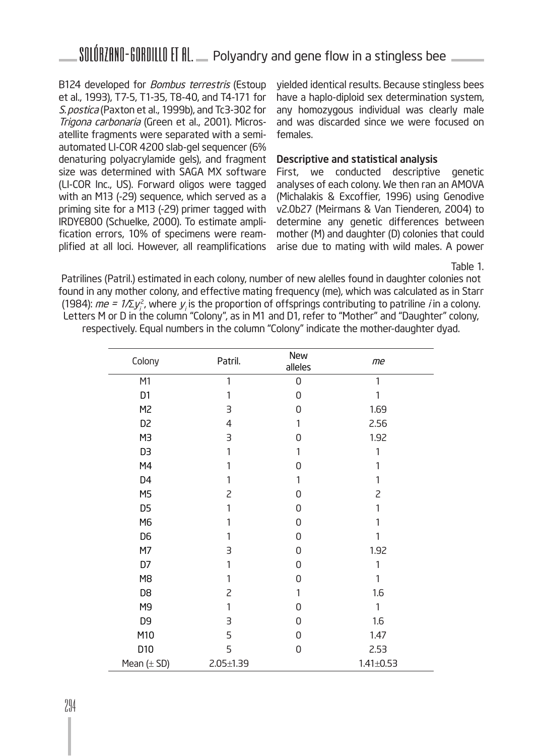B124 developed for *Bombus terrestris* (Estoup et al., 1993), T7-5, T1-35, T8-40, and T4-171 for *S. postica* (Paxton et al., 1999b), and Tc3-302 for *Trigona carbonaria* (Green et al., 2001). Microsatellite fragments were separated with a semi-automated LI-COR 4200 slab-gel sequencer (6% denaturing polyacrylamide gels), and fragment size was determined with SAGA MX software (LI-COR Inc., US). Forward oligos were tagged with an M13 (-29) sequence, which served as a priming site for a M13 (-29) primer tagged with IRDYE800 (Schuelke, 2000). To estimate amplification errors, 10% of specimens were reamplified at all loci. However, all reamplifications yielded identical results. Because stingless bees have a haplo-diploid sex determination system, any homozygous individual was clearly male and was discarded since we were focused on females.

### Descriptive and statistical analysis

First, we conducted descriptive genetic analyses of each colony. We then ran an AMOVA (Michalakis & Excoffier, 1996) using Genodive v2.0b27 (Meirmans & Van Tienderen, 2004) to determine any genetic differences between mother (M) and daughter (D) colonies that could arise due to mating with wild males. A power

Table 1.

Patrilines (Patril.) estimated in each colony, number of new alelles found in daughter colonies not found in any mother colony, and effective mating frequency (me), which was calculated as in Starr (1984): $me = 1/\Sigma y_i^2$, where $y_i$ is the proportion of offsprings contributing to patriline $i$ in a colony. Letters M or D in the column "Colony", as in M1 and D1, refer to "Mother" and "Daughter" colony, respectively. Equal numbers in the column "Colony" indicate the mother-daughter dyad.

| Colony | Patril. | New alleles | *me* |
|---|---|---|---|
| M1 | 1 | 0 | 1 |
| D1 | 1 | 0 | 1 |
| M2 | 3 | 0 | 1.69 |
| D2 | 4 | 1 | 2.56 |
| M3 | 3 | 0 | 1.92 |
| D3 | 1 | 1 | 1 |
| M4 | 1 | 0 | 1 |
| D4 | 1 | 1 | 1 |
| M5 | 2 | 0 | 2 |
| D5 | 1 | 0 | 1 |
| M6 | 1 | 0 | 1 |
| D6 | 1 | 0 | 1 |
| M7 | 3 | 0 | 1.92 |
| D7 | 1 | 0 | 1 |
| M8 | 1 | 0 | 1 |
| D8 | 2 | 1 | 1.6 |
| M9 | 1 | 0 | 1 |
| D9 | 3 | 0 | 1.6 |
| M10 | 5 | 0 | 1.47 |
| D10 | 5 | 0 | 2.53 |
| Mean (± SD) | 2.05±1.39 | | 1.41±0.53 |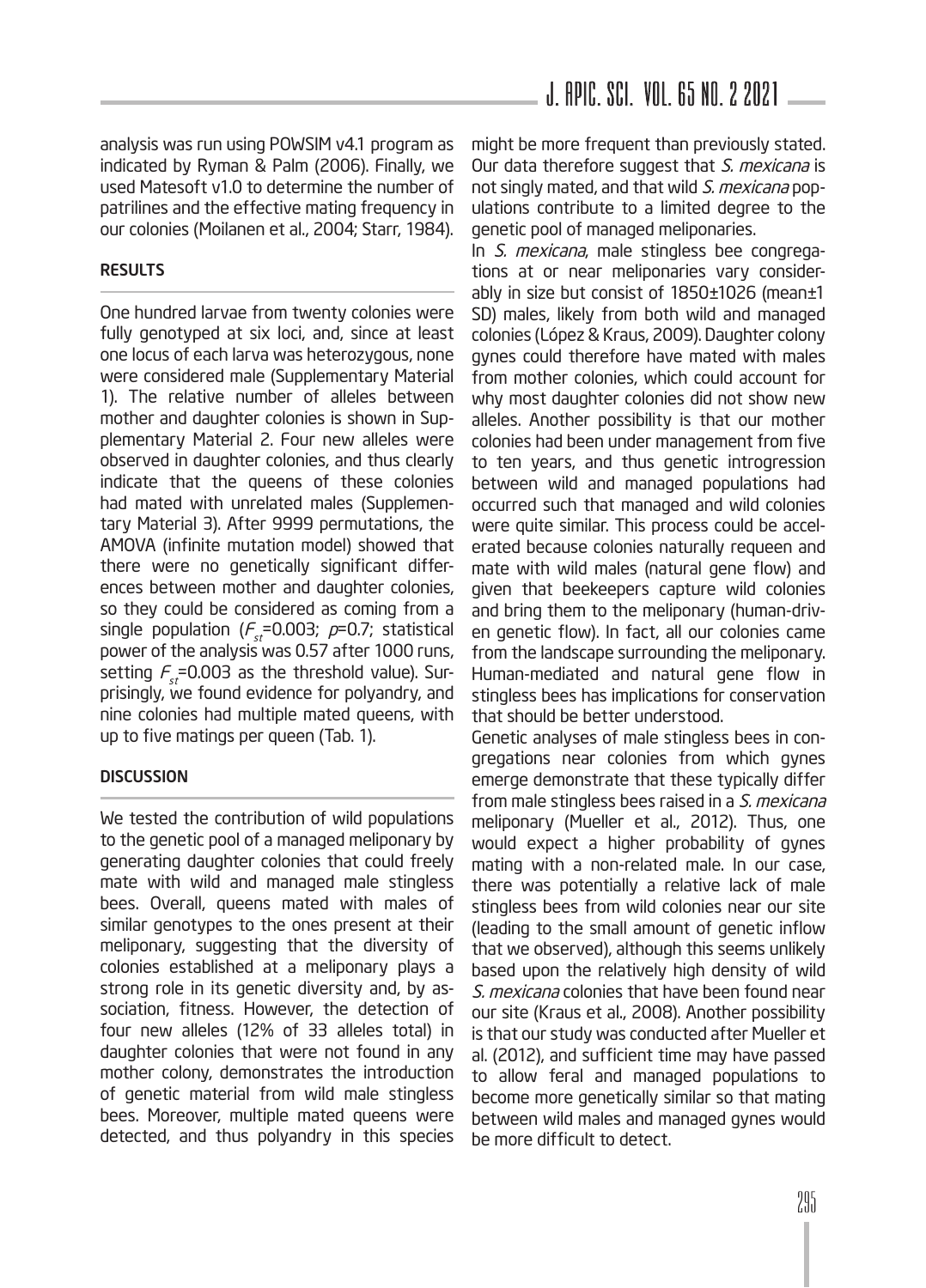analysis was run using POWSIM v4.1 program as indicated by Ryman & Palm (2006). Finally, we used Matesoft v1.0 to determine the number of patrilines and the effective mating frequency in our colonies (Moilanen et al., 2004; Starr, 1984).

## RESULTS

One hundred larvae from twenty colonies were fully genotyped at six loci, and, since at least one locus of each larva was heterozygous, none were considered male (Supplementary Material 1). The relative number of alleles between mother and daughter colonies is shown in Supplementary Material 2. Four new alleles were observed in daughter colonies, and thus clearly indicate that the queens of these colonies had mated with unrelated males (Supplementary Material 3). After 9999 permutations, the AMOVA (infinite mutation model) showed that there were no genetically significant differences between mother and daughter colonies, so they could be considered as coming from a single population ($F_{st}$=0.003; $p$=0.7; statistical power of the analysis was 0.57 after 1000 runs, setting $F_{st}$=0.003 as the threshold value). Surprisingly, we found evidence for polyandry, and nine colonies had multiple mated queens, with up to five matings per queen (Tab. 1).

## DISCUSSION

We tested the contribution of wild populations to the genetic pool of a managed meliponary by generating daughter colonies that could freely mate with wild and managed male stingless bees. Overall, queens mated with males of similar genotypes to the ones present at their meliponary, suggesting that the diversity of colonies established at a meliponary plays a strong role in its genetic diversity and, by association, fitness. However, the detection of four new alleles (12% of 33 alleles total) in daughter colonies that were not found in any mother colony, demonstrates the introduction of genetic material from wild male stingless bees. Moreover, multiple mated queens were detected, and thus polyandry in this species might be more frequent than previously stated. Our data therefore suggest that *S. mexicana* is not singly mated, and that wild *S. mexicana* populations contribute to a limited degree to the genetic pool of managed meliponaries.

In *S. mexicana*, male stingless bee congregations at or near meliponaries vary considerably in size but consist of 1850±1026 (mean±1 SD) males, likely from both wild and managed colonies (López & Kraus, 2009). Daughter colony gynes could therefore have mated with males from mother colonies, which could account for why most daughter colonies did not show new alleles. Another possibility is that our mother colonies had been under management from five to ten years, and thus genetic introgression between wild and managed populations had occurred such that managed and wild colonies were quite similar. This process could be accelerated because colonies naturally requeen and mate with wild males (natural gene flow) and given that beekeepers capture wild colonies and bring them to the meliponary (human-driven genetic flow). In fact, all our colonies came from the landscape surrounding the meliponary. Human-mediated and natural gene flow in stingless bees has implications for conservation that should be better understood.

Genetic analyses of male stingless bees in congregations near colonies from which gynes emerge demonstrate that these typically differ from male stingless bees raised in a *S. mexicana* meliponary (Mueller et al., 2012). Thus, one would expect a higher probability of gynes mating with a non-related male. In our case, there was potentially a relative lack of male stingless bees from wild colonies near our site (leading to the small amount of genetic inflow that we observed), although this seems unlikely based upon the relatively high density of wild *S. mexicana* colonies that have been found near our site (Kraus et al., 2008). Another possibility is that our study was conducted after Mueller et al. (2012), and sufficient time may have passed to allow feral and managed populations to become more genetically similar so that mating between wild males and managed gynes would be more difficult to detect.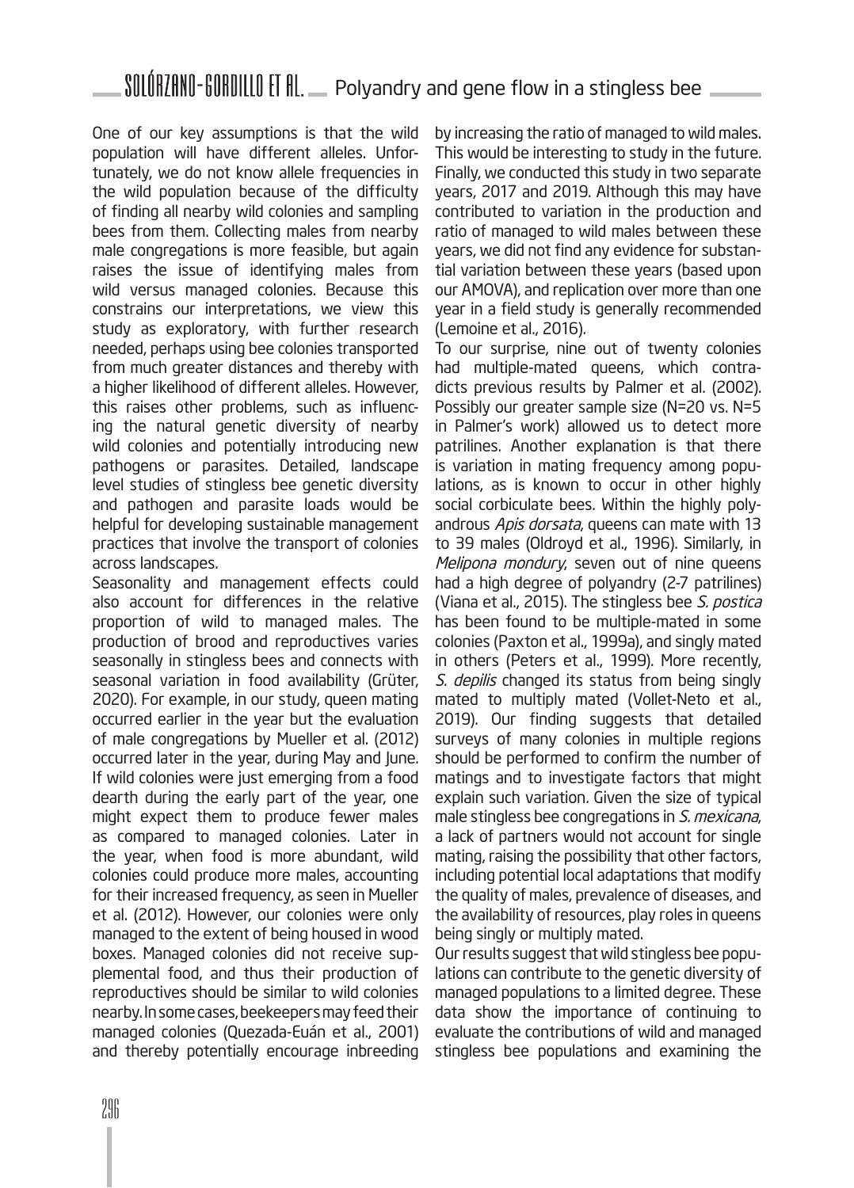One of our key assumptions is that the wild population will have different alleles. Unfortunately, we do not know allele frequencies in the wild population because of the difficulty of finding all nearby wild colonies and sampling bees from them. Collecting males from nearby male congregations is more feasible, but again raises the issue of identifying males from wild versus managed colonies. Because this constrains our interpretations, we view this study as exploratory, with further research needed, perhaps using bee colonies transported from much greater distances and thereby with a higher likelihood of different alleles. However, this raises other problems, such as influencing the natural genetic diversity of nearby wild colonies and potentially introducing new pathogens or parasites. Detailed, landscape level studies of stingless bee genetic diversity and pathogen and parasite loads would be helpful for developing sustainable management practices that involve the transport of colonies across landscapes.

Seasonality and management effects could also account for differences in the relative proportion of wild to managed males. The production of brood and reproductives varies seasonally in stingless bees and connects with seasonal variation in food availability (Grüter, 2020). For example, in our study, queen mating occurred earlier in the year but the evaluation of male congregations by Mueller et al. (2012) occurred later in the year, during May and June. If wild colonies were just emerging from a food dearth during the early part of the year, one might expect them to produce fewer males as compared to managed colonies. Later in the year, when food is more abundant, wild colonies could produce more males, accounting for their increased frequency, as seen in Mueller et al. (2012). However, our colonies were only managed to the extent of being housed in wood boxes. Managed colonies did not receive supplemental food, and thus their production of reproductives should be similar to wild colonies nearby. In some cases, beekeepers may feed their managed colonies (Quezada-Euán et al., 2001) and thereby potentially encourage inbreeding by increasing the ratio of managed to wild males. This would be interesting to study in the future. Finally, we conducted this study in two separate years, 2017 and 2019. Although this may have contributed to variation in the production and ratio of managed to wild males between these years, we did not find any evidence for substantial variation between these years (based upon our AMOVA), and replication over more than one year in a field study is generally recommended (Lemoine et al., 2016).

To our surprise, nine out of twenty colonies had multiple-mated queens, which contradicts previous results by Palmer et al. (2002). Possibly our greater sample size (N=20 vs. N=5 in Palmer's work) allowed us to detect more patrilines. Another explanation is that there is variation in mating frequency among populations, as is known to occur in other highly social corbiculate bees. Within the highly polyandrous *Apis dorsata*, queens can mate with 13 to 39 males (Oldroyd et al., 1996). Similarly, in *Melipona mondury*, seven out of nine queens had a high degree of polyandry (2-7 patrilines) (Viana et al., 2015). The stingless bee *S. postica* has been found to be multiple-mated in some colonies (Paxton et al., 1999a), and singly mated in others (Peters et al., 1999). More recently, *S. depilis* changed its status from being singly mated to multiply mated (Vollet-Neto et al., 2019). Our finding suggests that detailed surveys of many colonies in multiple regions should be performed to confirm the number of matings and to investigate factors that might explain such variation. Given the size of typical male stingless bee congregations in *S. mexicana*, a lack of partners would not account for single mating, raising the possibility that other factors, including potential local adaptations that modify the quality of males, prevalence of diseases, and the availability of resources, play roles in queens being singly or multiply mated.

Our results suggest that wild stingless bee populations can contribute to the genetic diversity of managed populations to a limited degree. These data show the importance of continuing to evaluate the contributions of wild and managed stingless bee populations and examining the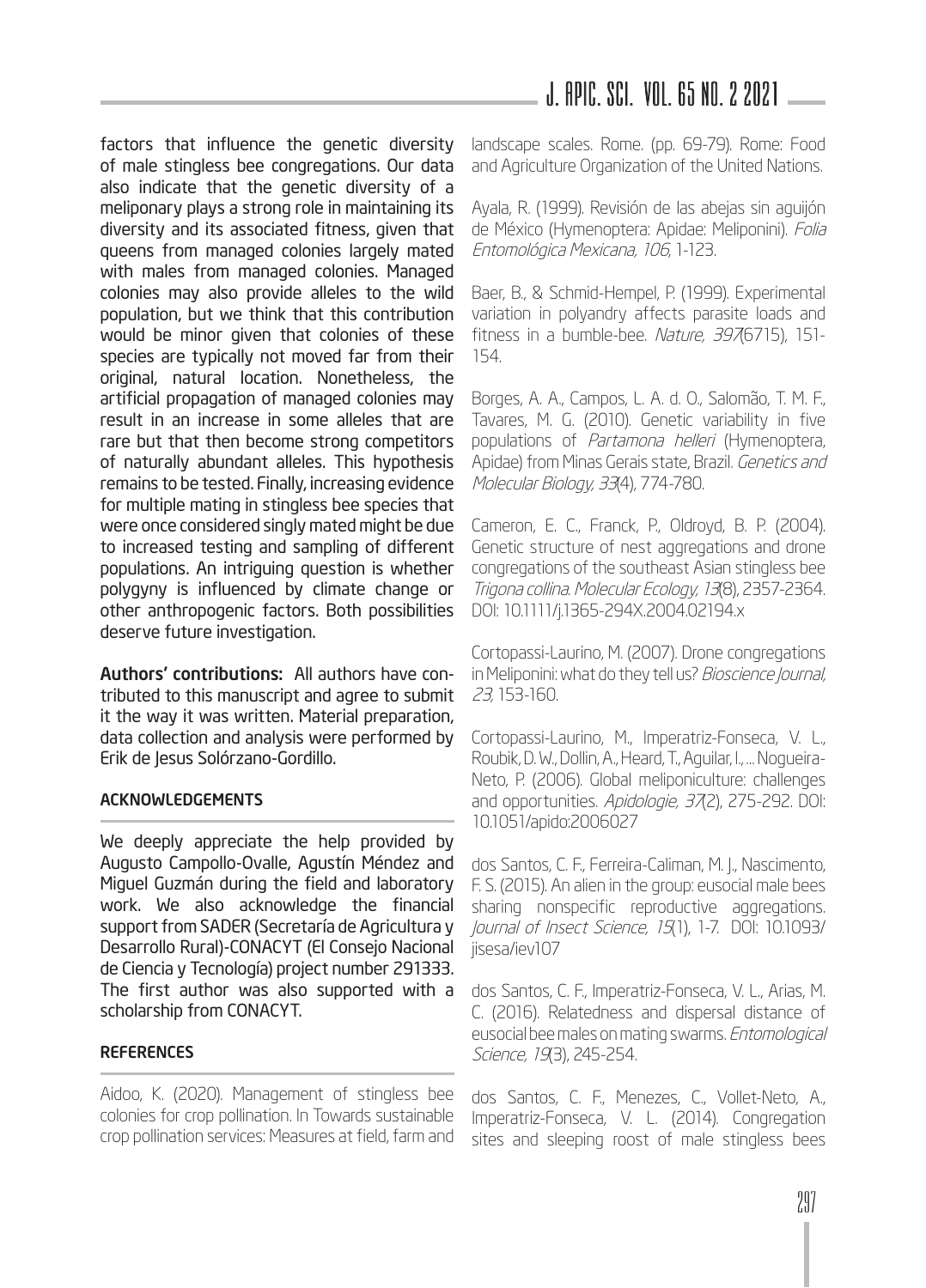factors that influence the genetic diversity of male stingless bee congregations. Our data also indicate that the genetic diversity of a meliponary plays a strong role in maintaining its diversity and its associated fitness, given that queens from managed colonies largely mated with males from managed colonies. Managed colonies may also provide alleles to the wild population, but we think that this contribution would be minor given that colonies of these species are typically not moved far from their original, natural location. Nonetheless, the artificial propagation of managed colonies may result in an increase in some alleles that are rare but that then become strong competitors of naturally abundant alleles. This hypothesis remains to be tested. Finally, increasing evidence for multiple mating in stingless bee species that were once considered singly mated might be due to increased testing and sampling of different populations. An intriguing question is whether polygyny is influenced by climate change or other anthropogenic factors. Both possibilities deserve future investigation.

**Authors' contributions:** All authors have contributed to this manuscript and agree to submit it the way it was written. Material preparation, data collection and analysis were performed by Erik de Jesus Solórzano-Gordillo.

## ACKNOWLEDGEMENTS

We deeply appreciate the help provided by Augusto Campollo-Ovalle, Agustín Méndez and Miguel Guzmán during the field and laboratory work. We also acknowledge the financial support from SADER (Secretaría de Agricultura y Desarrollo Rural)-CONACYT (El Consejo Nacional de Ciencia y Tecnología) project number 291333. The first author was also supported with a scholarship from CONACYT.

## REFERENCES

Aidoo, K. (2020). Management of stingless bee colonies for crop pollination. In Towards sustainable crop pollination services: Measures at field, farm and landscape scales. Rome. (pp. 69-79). Rome: Food and Agriculture Organization of the United Nations.

Ayala, R. (1999). Revisión de las abejas sin aguijón de México (Hymenoptera: Apidae: Meliponini). *Folia Entomológica Mexicana, 106*, 1-123.

Baer, B., & Schmid-Hempel, P. (1999). Experimental variation in polyandry affects parasite loads and fitness in a bumble-bee. *Nature, 397*(6715), 151-154.

Borges, A. A., Campos, L. A. d. O., Salomão, T. M. F., Tavares, M. G. (2010). Genetic variability in five populations of *Partamona helleri* (Hymenoptera, Apidae) from Minas Gerais state, Brazil. *Genetics and Molecular Biology, 33*(4), 774-780.

Cameron, E. C., Franck, P., Oldroyd, B. P. (2004). Genetic structure of nest aggregations and drone congregations of the southeast Asian stingless bee *Trigona collina*. *Molecular Ecology, 13*(8), 2357-2364. DOI: 10.1111/j.1365-294X.2004.02194.x

Cortopassi-Laurino, M. (2007). Drone congregations in Meliponini: what do they tell us? *Bioscience Journal, 23*, 153-160.

Cortopassi-Laurino, M., Imperatriz-Fonseca, V. L., Roubik, D. W., Dollin, A., Heard, T., Aguilar, I., ... Nogueira-Neto, P. (2006). Global meliponiculture: challenges and opportunities. *Apidologie, 37*(2), 275-292. DOI: 10.1051/apido:2006027

dos Santos, C. F., Ferreira-Caliman, M. J., Nascimento, F. S. (2015). An alien in the group: eusocial male bees sharing nonspecific reproductive aggregations. *Journal of Insect Science, 15*(1), 1-7. DOI: 10.1093/jisesa/iev107

dos Santos, C. F., Imperatriz-Fonseca, V. L., Arias, M. C. (2016). Relatedness and dispersal distance of eusocial bee males on mating swarms. *Entomological Science, 19*(3), 245-254.

dos Santos, C. F., Menezes, C., Vollet-Neto, A., Imperatriz-Fonseca, V. L. (2014). Congregation sites and sleeping roost of male stingless bees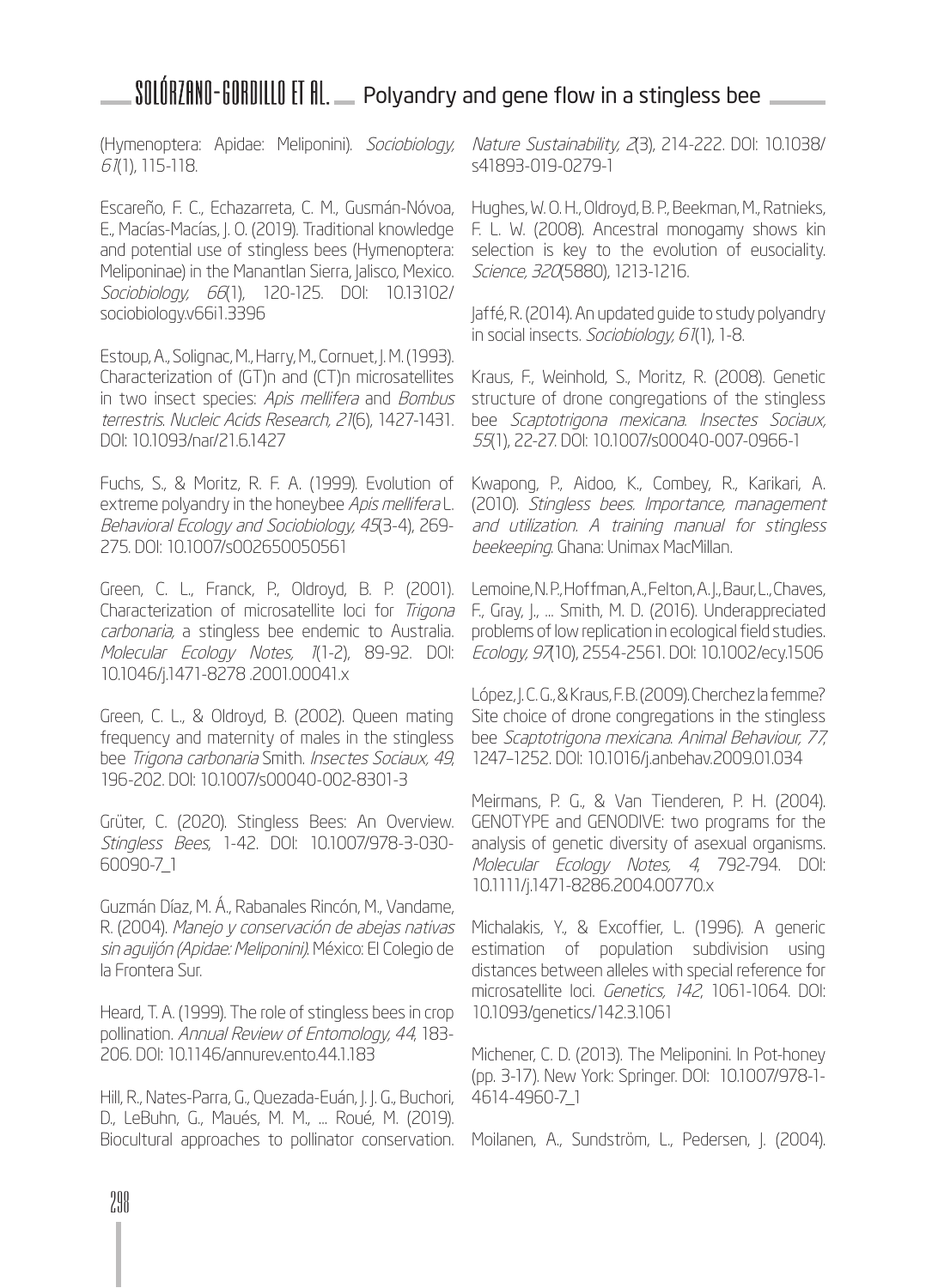(Hymenoptera: Apidae: Meliponini). *Sociobiology, 61*(1), 115-118.

Escareño, F. C., Echazarreta, C. M., Gusmán-Nóvoa, E., Macías-Macías, J. O. (2019). Traditional knowledge and potential use of stingless bees (Hymenoptera: Meliponinae) in the Manantlan Sierra, Jalisco, Mexico. *Sociobiology, 66*(1), 120-125. DOI: 10.13102/sociobiology.v66i1.3396

Estoup, A., Solignac, M., Harry, M., Cornuet, J. M. (1993). Characterization of (GT)n and (CT)n microsatellites in two insect species: *Apis mellifera* and *Bombus terrestris*. *Nucleic Acids Research, 21*(6), 1427-1431. DOI: 10.1093/nar/21.6.1427

Fuchs, S., & Moritz, R. F. A. (1999). Evolution of extreme polyandry in the honeybee *Apis mellifera* L. *Behavioral Ecology and Sociobiology, 45*(3-4), 269-275. DOI: 10.1007/s002650050561

Green, C. L., Franck, P., Oldroyd, B. P. (2001). Characterization of microsatellite loci for *Trigona carbonaria*, a stingless bee endemic to Australia. *Molecular Ecology Notes, 1*(1-2), 89-92. DOI: 10.1046/j.1471-8278 .2001.00041.x

Green, C. L., & Oldroyd, B. (2002). Queen mating frequency and maternity of males in the stingless bee *Trigona carbonaria* Smith. *Insectes Sociaux, 49*, 196-202. DOI: 10.1007/s00040-002-8301-3

Grüter, C. (2020). Stingless Bees: An Overview. *Stingless Bees*, 1-42. DOI: 10.1007/978-3-030-60090-7_1

Guzmán Díaz, M. Á., Rabanales Rincón, M., Vandame, R. (2004). *Manejo y conservación de abejas nativas sin aguijón (Apidae: Meliponini)*. México: El Colegio de la Frontera Sur.

Heard, T. A. (1999). The role of stingless bees in crop pollination. *Annual Review of Entomology, 44*, 183-206. DOI: 10.1146/annurev.ento.44.1.183

Hill, R., Nates-Parra, G., Quezada-Euán, J. J. G., Buchori, D., LeBuhn, G., Maués, M. M., ... Roué, M. (2019). Biocultural approaches to pollinator conservation. *Nature Sustainability, 2*(3), 214-222. DOI: 10.1038/s41893-019-0279-1

Hughes, W. O. H., Oldroyd, B. P., Beekman, M., Ratnieks, F. L. W. (2008). Ancestral monogamy shows kin selection is key to the evolution of eusociality. *Science, 320*(5880), 1213-1216.

Jaffé, R. (2014). An updated guide to study polyandry in social insects. *Sociobiology, 61*(1), 1-8.

Kraus, F., Weinhold, S., Moritz, R. (2008). Genetic structure of drone congregations of the stingless bee *Scaptotrigona mexicana*. *Insectes Sociaux, 55*(1), 22-27. DOI: 10.1007/s00040-007-0966-1

Kwapong, P., Aidoo, K., Combey, R., Karikari, A. (2010). *Stingless bees. Importance, management and utilization. A training manual for stingless beekeeping*. Ghana: Unimax MacMillan.

Lemoine, N. P., Hoffman, A., Felton, A. J., Baur, L., Chaves, F., Gray, J., ... Smith, M. D. (2016). Underappreciated problems of low replication in ecological field studies. *Ecology, 97*(10), 2554-2561. DOI: 10.1002/ecy.1506

López, J. C. G., & Kraus, F. B. (2009). Cherchez la femme? Site choice of drone congregations in the stingless bee *Scaptotrigona mexicana*. *Animal Behaviour, 77*, 1247–1252. DOI: 10.1016/j.anbehav.2009.01.034

Meirmans, P. G., & Van Tienderen, P. H. (2004). GENOTYPE and GENODIVE: two programs for the analysis of genetic diversity of asexual organisms. *Molecular Ecology Notes, 4*, 792-794. DOI: 10.1111/j.1471-8286.2004.00770.x

Michalakis, Y., & Excoffier, L. (1996). A generic estimation of population subdivision using distances between alleles with special reference for microsatellite loci. *Genetics, 142*, 1061-1064. DOI: 10.1093/genetics/142.3.1061

Michener, C. D. (2013). The Meliponini. In Pot-honey (pp. 3-17). New York: Springer. DOI: 10.1007/978-1-4614-4960-7_1

Moilanen, A., Sundström, L., Pedersen, J. (2004).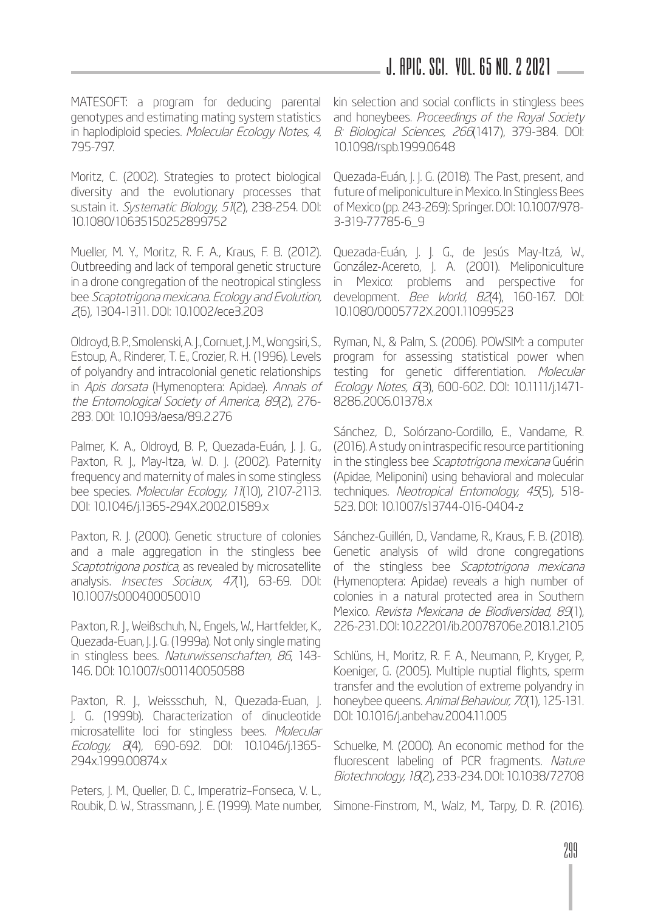MATESOFT: a program for deducing parental genotypes and estimating mating system statistics in haplodiploid species. *Molecular Ecology Notes, 4*, 795-797.

Moritz, C. (2002). Strategies to protect biological diversity and the evolutionary processes that sustain it. *Systematic Biology, 51*(2), 238-254. DOI: 10.1080/10635150252899752

Mueller, M. Y., Moritz, R. F. A., Kraus, F. B. (2012). Outbreeding and lack of temporal genetic structure in a drone congregation of the neotropical stingless bee *Scaptotrigona mexicana*. *Ecology and Evolution, 2*(6), 1304-1311. DOI: 10.1002/ece3.203

Oldroyd, B. P., Smolenski, A. J., Cornuet, J. M., Wongsiri, S., Estoup, A., Rinderer, T. E., Crozier, R. H. (1996). Levels of polyandry and intracolonial genetic relationships in *Apis dorsata* (Hymenoptera: Apidae). *Annals of the Entomological Society of America, 89*(2), 276-283. DOI: 10.1093/aesa/89.2.276

Palmer, K. A., Oldroyd, B. P., Quezada-Euán, J. J. G., Paxton, R. J., May-Itza, W. D. J. (2002). Paternity frequency and maternity of males in some stingless bee species. *Molecular Ecology, 11*(10), 2107-2113. DOI: 10.1046/j.1365-294X.2002.01589.x

Paxton, R. J. (2000). Genetic structure of colonies and a male aggregation in the stingless bee *Scaptotrigona postica*, as revealed by microsatellite analysis. *Insectes Sociaux, 47*(1), 63-69. DOI: 10.1007/s000400050010

Paxton, R. J., Weißschuh, N., Engels, W., Hartfelder, K., Quezada-Euan, J. J. G. (1999a). Not only single mating in stingless bees. *Naturwissenschaften, 86*, 143-146. DOI: 10.1007/s001140050588

Paxton, R. J., Weissschuh, N., Quezada-Euan, J. J. G. (1999b). Characterization of dinucleotide microsatellite loci for stingless bees. *Molecular Ecology, 8*(4), 690-692. DOI: 10.1046/j.1365-294x.1999.00874.x

Peters, J. M., Queller, D. C., Imperatriz–Fonseca, V. L., Roubik, D. W., Strassmann, J. E. (1999). Mate number, kin selection and social conflicts in stingless bees and honeybees. *Proceedings of the Royal Society B: Biological Sciences, 266*(1417), 379-384. DOI: 10.1098/rspb.1999.0648

Quezada-Euán, J. J. G. (2018). The Past, present, and future of meliponiculture in Mexico. In Stingless Bees of Mexico (pp. 243-269): Springer. DOI: 10.1007/978-3-319-77785-6_9

Quezada-Euán, J. J. G., de Jesús May-Itzá, W., González-Acereto, J. A. (2001). Meliponiculture in Mexico: problems and perspective for development. *Bee World, 82*(4), 160-167. DOI: 10.1080/0005772X.2001.11099523

Ryman, N., & Palm, S. (2006). POWSIM: a computer program for assessing statistical power when testing for genetic differentiation. *Molecular Ecology Notes, 6*(3), 600-602. DOI: 10.1111/j.1471-8286.2006.01378.x

Sánchez, D., Solórzano-Gordillo, E., Vandame, R. (2016). A study on intraspecific resource partitioning in the stingless bee *Scaptotrigona mexicana* Guérin (Apidae, Meliponini) using behavioral and molecular techniques. *Neotropical Entomology, 45*(5), 518-523. DOI: 10.1007/s13744-016-0404-z

Sánchez-Guillén, D., Vandame, R., Kraus, F. B. (2018). Genetic analysis of wild drone congregations of the stingless bee *Scaptotrigona mexicana* (Hymenoptera: Apidae) reveals a high number of colonies in a natural protected area in Southern Mexico. *Revista Mexicana de Biodiversidad, 89*(1), 226-231. DOI: 10.22201/ib.20078706e.2018.1.2105

Schlüns, H., Moritz, R. F. A., Neumann, P., Kryger, P., Koeniger, G. (2005). Multiple nuptial flights, sperm transfer and the evolution of extreme polyandry in honeybee queens. *Animal Behaviour, 70*(1), 125-131. DOI: 10.1016/j.anbehav.2004.11.005

Schuelke, M. (2000). An economic method for the fluorescent labeling of PCR fragments. *Nature Biotechnology, 18*(2), 233-234. DOI: 10.1038/72708

Simone-Finstrom, M., Walz, M., Tarpy, D. R. (2016).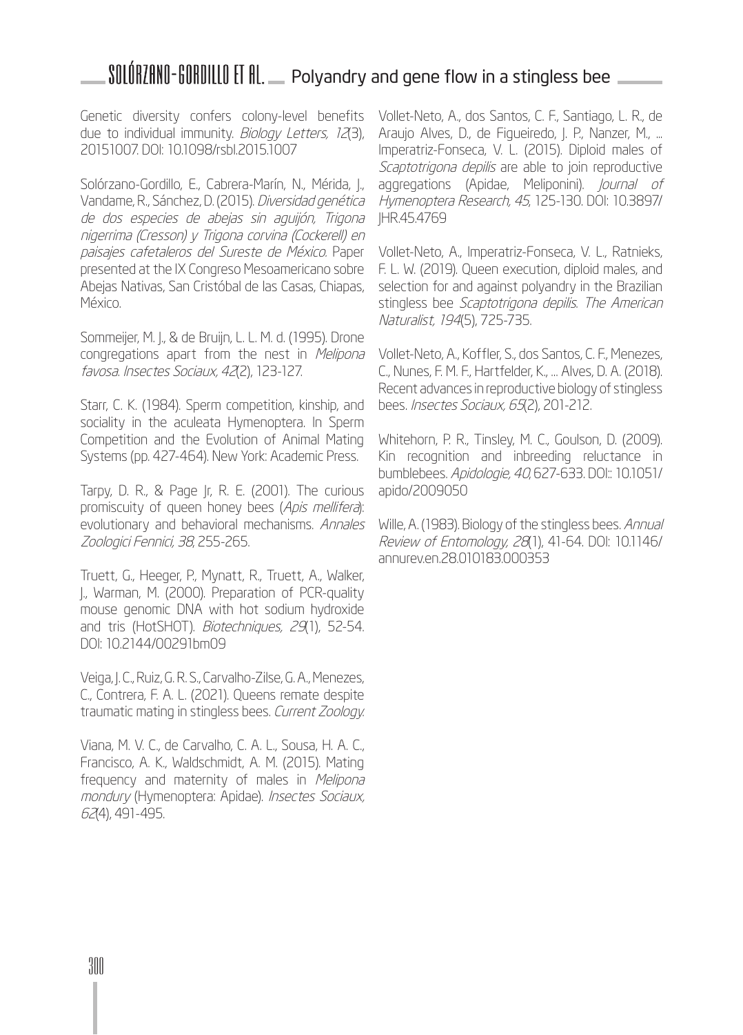Genetic diversity confers colony-level benefits due to individual immunity. *Biology Letters, 12*(3), 20151007. DOI: 10.1098/rsbl.2015.1007

Solórzano-Gordillo, E., Cabrera-Marín, N., Mérida, J., Vandame, R., Sánchez, D. (2015). *Diversidad genética de dos especies de abejas sin aguijón, Trigona nigerrima (Cresson) y Trigona corvina (Cockerell) en paisajes cafetaleros del Sureste de México*. Paper presented at the IX Congreso Mesoamericano sobre Abejas Nativas, San Cristóbal de las Casas, Chiapas, México.

Sommeijer, M. J., & de Bruijn, L. L. M. d. (1995). Drone congregations apart from the nest in *Melipona favosa*. *Insectes Sociaux, 42*(2), 123-127.

Starr, C. K. (1984). Sperm competition, kinship, and sociality in the aculeata Hymenoptera. In Sperm Competition and the Evolution of Animal Mating Systems (pp. 427-464). New York: Academic Press.

Tarpy, D. R., & Page Jr, R. E. (2001). The curious promiscuity of queen honey bees (*Apis mellifera*): evolutionary and behavioral mechanisms. *Annales Zoologici Fennici, 38*, 255-265.

Truett, G., Heeger, P., Mynatt, R., Truett, A., Walker, J., Warman, M. (2000). Preparation of PCR-quality mouse genomic DNA with hot sodium hydroxide and tris (HotSHOT). *Biotechniques, 29*(1), 52-54. DOI: 10.2144/00291bm09

Veiga, J. C., Ruiz, G. R. S., Carvalho-Zilse, G. A., Menezes, C., Contrera, F. A. L. (2021). Queens remate despite traumatic mating in stingless bees. *Current Zoology*.

Viana, M. V. C., de Carvalho, C. A. L., Sousa, H. A. C., Francisco, A. K., Waldschmidt, A. M. (2015). Mating frequency and maternity of males in *Melipona mondury* (Hymenoptera: Apidae). *Insectes Sociaux, 62*(4), 491-495.

Vollet-Neto, A., dos Santos, C. F., Santiago, L. R., de Araujo Alves, D., de Figueiredo, J. P., Nanzer, M., ... Imperatriz-Fonseca, V. L. (2015). Diploid males of *Scaptotrigona depilis* are able to join reproductive aggregations (Apidae, Meliponini). *Journal of Hymenoptera Research, 45*, 125-130. DOI: 10.3897/JHR.45.4769

Vollet-Neto, A., Imperatriz-Fonseca, V. L., Ratnieks, F. L. W. (2019). Queen execution, diploid males, and selection for and against polyandry in the Brazilian stingless bee *Scaptotrigona depilis*. *The American Naturalist, 194*(5), 725-735.

Vollet-Neto, A., Koffler, S., dos Santos, C. F., Menezes, C., Nunes, F. M. F., Hartfelder, K., ... Alves, D. A. (2018). Recent advances in reproductive biology of stingless bees. *Insectes Sociaux, 65*(2), 201-212.

Whitehorn, P. R., Tinsley, M. C., Goulson, D. (2009). Kin recognition and inbreeding reluctance in bumblebees. *Apidologie, 40*, 627-633. DOI:: 10.1051/apido/2009050

Wille, A. (1983). Biology of the stingless bees. *Annual Review of Entomology, 28*(1), 41-64. DOI: 10.1146/annurev.en.28.010183.000353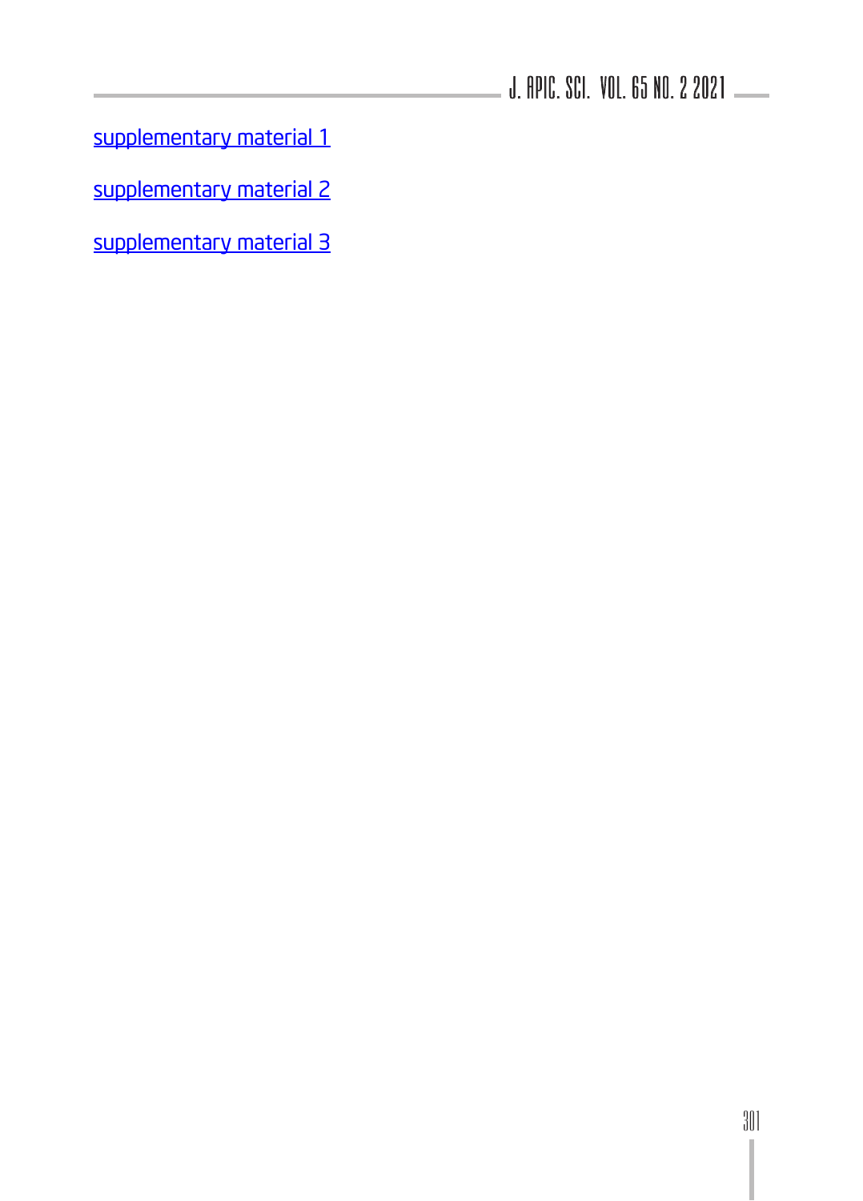supplementary material 1

supplementary material 2

supplementary material 3